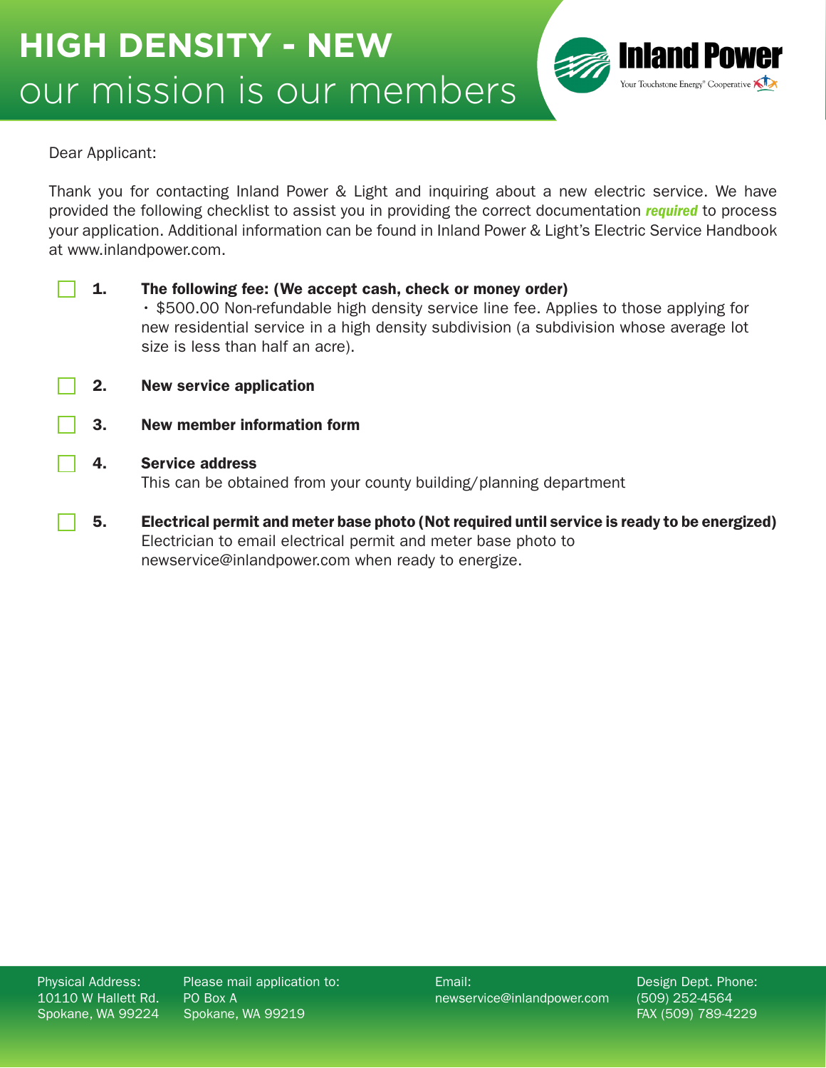# HIGH DENSITY - NEW

## our mission is our members

Inland Power

Your Touchstone Energy® Cooperative

Dear Applicant:

Thank you for contacting Inland Power & Light and inquiring about a new electric service. We have provided the following checklist to assist you in providing the correct documentation ***required*** to process your application. Additional information can be found in Inland Power & Light's Electric Service Handbook at www.inlandpower.com.

- ☐ **1. The following fee: (We accept cash, check or money order)**
  - $500.00 Non-refundable high density service line fee. Applies to those applying for new residential service in a high density subdivision (a subdivision whose average lot size is less than half an acre).
- ☐ **2. New service application**
- ☐ **3. New member information form**
- ☐ **4. Service address**
  This can be obtained from your county building/planning department
- ☐ **5. Electrical permit and meter base photo (Not required until service is ready to be energized)**
  Electrician to email electrical permit and meter base photo to newservice@inlandpower.com when ready to energize.

Physical Address:
10110 W Hallett Rd.
Spokane, WA 99224

Please mail application to:
PO Box A
Spokane, WA 99219

Email:
newservice@inlandpower.com

Design Dept. Phone:
(509) 252-4564
FAX (509) 789-4229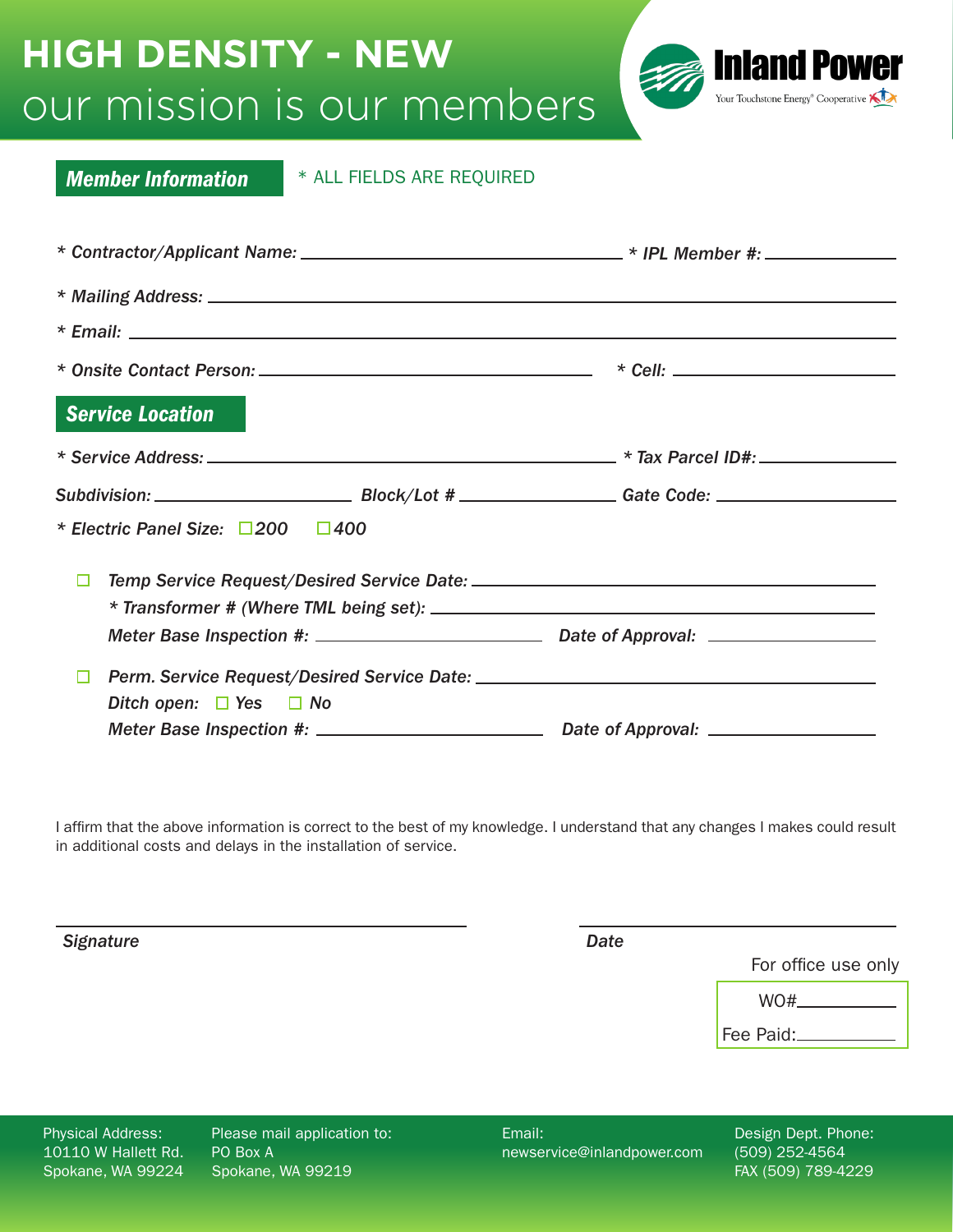# HIGH DENSITY - NEW

our mission is our members

Inland Power
Your Touchstone Energy® Cooperative

## Member Information

* ALL FIELDS ARE REQUIRED

* Contractor/Applicant Name: ______________________ * IPL Member #: ______________

* Mailing Address: ______________________________________________

* Email: ______________________________________________

* Onsite Contact Person: ______________________ * Cell: ______________

## Service Location

* Service Address: ______________________ * Tax Parcel ID#: ______________

Subdivision: ______________ Block/Lot # ______________ Gate Code: ______________

* Electric Panel Size: ☐200 ☐400

☐ Temp Service Request/Desired Service Date: ______________________

* Transformer # (Where TML being set): ______________________

Meter Base Inspection #: ______________ Date of Approval: ______________

☐ Perm. Service Request/Desired Service Date: ______________________

Ditch open: ☐ Yes ☐ No

Meter Base Inspection #: ______________ Date of Approval: ______________

I affirm that the above information is correct to the best of my knowledge. I understand that any changes I makes could result in additional costs and delays in the installation of service.

______________________ Signature

______________________ Date

For office use only

WO#______________

Fee Paid:______________

Physical Address:
10110 W Hallett Rd.
Spokane, WA 99224

Please mail application to:
PO Box A
Spokane, WA 99219

Email:
newservice@inlandpower.com

Design Dept. Phone:
(509) 252-4564
FAX (509) 789-4229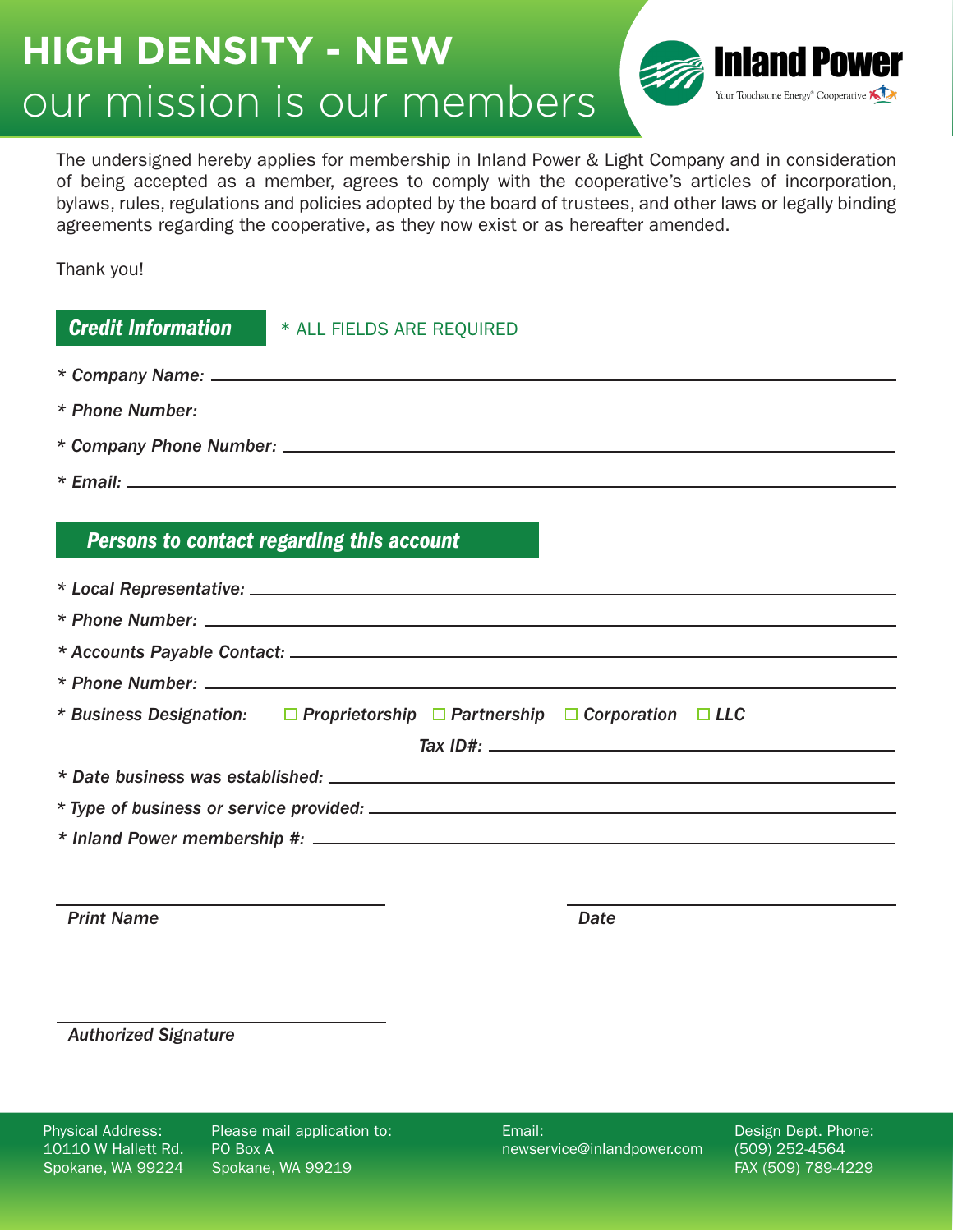# HIGH DENSITY - NEW

## our mission is our members

Inland Power
Your Touchstone Energy® Cooperative

The undersigned hereby applies for membership in Inland Power & Light Company and in consideration of being accepted as a member, agrees to comply with the cooperative's articles of incorporation, bylaws, rules, regulations and policies adopted by the board of trustees, and other laws or legally binding agreements regarding the cooperative, as they now exist or as hereafter amended.

Thank you!

### Credit Information

\* ALL FIELDS ARE REQUIRED

*\* Company Name:* ______________________________

*\* Phone Number:* ______________________________

*\* Company Phone Number:* ______________________________

*\* Email:* ______________________________

### Persons to contact regarding this account

*\* Local Representative:* ______________________________

*\* Phone Number:* ______________________________

*\* Accounts Payable Contact:* ______________________________

*\* Phone Number:* ______________________________

*\* Business Designation:* ☐ *Proprietorship* ☐ *Partnership* ☐ *Corporation* ☐ *LLC*

*Tax ID#:* ______________________________

*\* Date business was established:* ______________________________

*\* Type of business or service provided:* ______________________________

*\* Inland Power membership #:* ______________________________

______________________________ ______________________________
*Print Name* *Date*

______________________________
*Authorized Signature*

Physical Address:
10110 W Hallett Rd.
Spokane, WA 99224

Please mail application to:
PO Box A
Spokane, WA 99219

Email:
newservice@inlandpower.com

Design Dept. Phone:
(509) 252-4564
FAX (509) 789-4229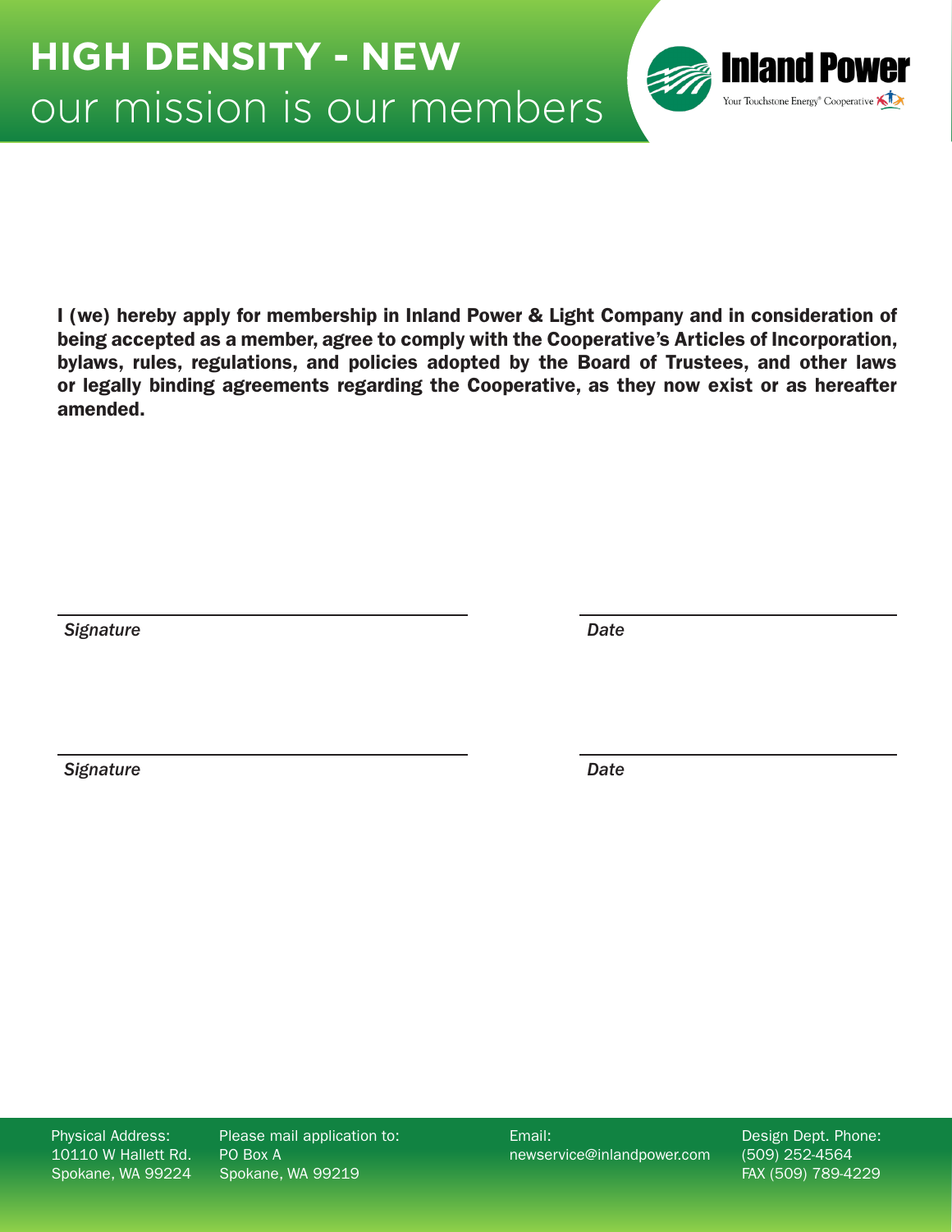# HIGH DENSITY - NEW

our mission is our members

Inland Power

Your Touchstone Energy® Cooperative

**I (we) hereby apply for membership in Inland Power & Light Company and in consideration of being accepted as a member, agree to comply with the Cooperative's Articles of Incorporation, bylaws, rules, regulations, and policies adopted by the Board of Trustees, and other laws or legally binding agreements regarding the Cooperative, as they now exist or as hereafter amended.**

*Signature* _______________________ *Date* _______________________

*Signature* _______________________ *Date* _______________________

Physical Address:
10110 W Hallett Rd.
Spokane, WA 99224

Please mail application to:
PO Box A
Spokane, WA 99219

Email:
newservice@inlandpower.com

Design Dept. Phone:
(509) 252-4564
FAX (509) 789-4229